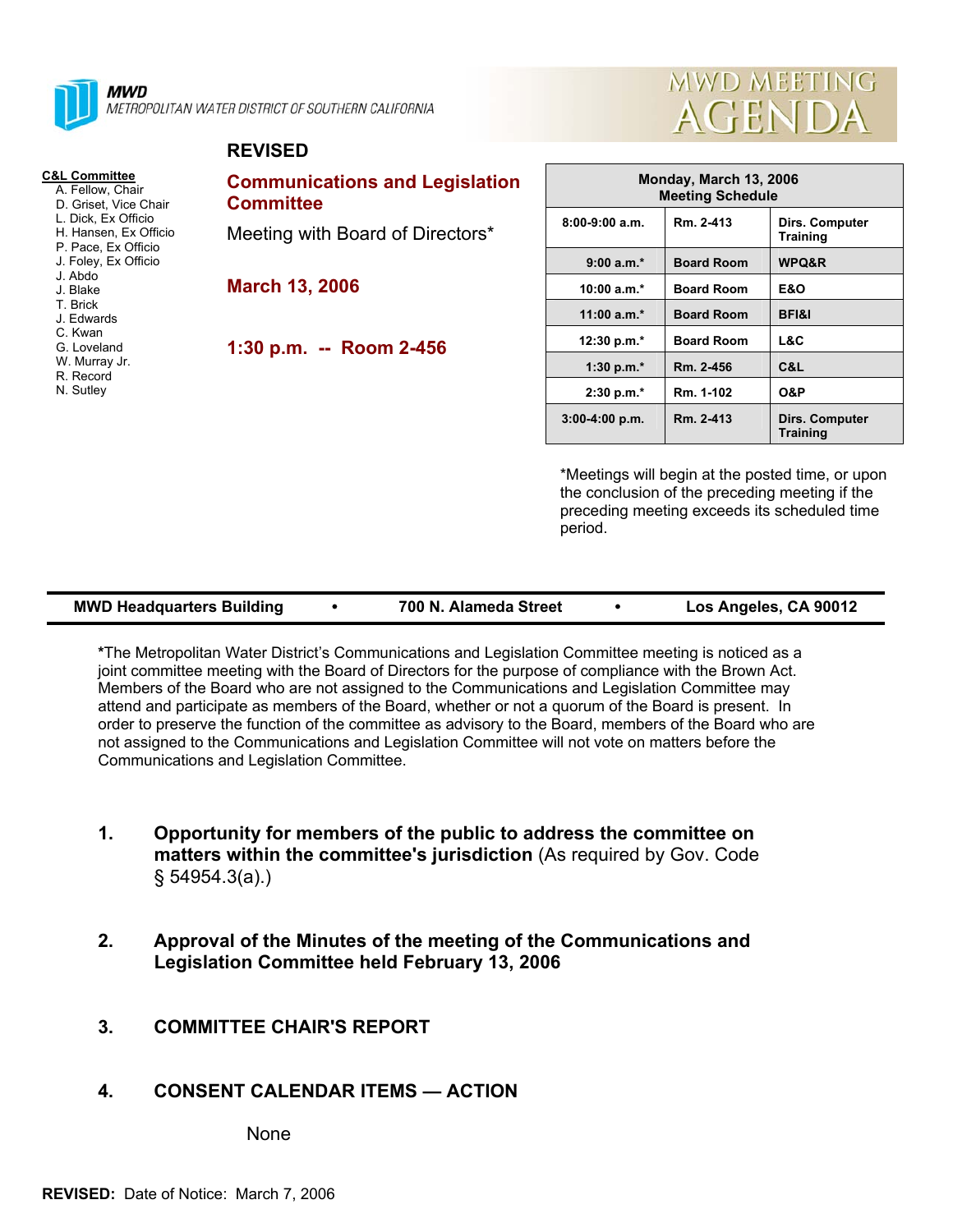**MWD**
METROPOLITAN WATER DISTRICT OF SOUTHERN CALIFORNIA

# MWD MEETING AGENDA

**REVISED**

## Communications and Legislation Committee

Meeting with Board of Directors*

**March 13, 2006**

**1:30 p.m. -- Room 2-456**

**C&L Committee**
A. Fellow, Chair
D. Griset, Vice Chair
L. Dick, Ex Officio
H. Hansen, Ex Officio
P. Pace, Ex Officio
J. Foley, Ex Officio
J. Abdo
J. Blake
T. Brick
J. Edwards
C. Kwan
G. Loveland
W. Murray Jr.
R. Record
N. Sutley

| Monday, March 13, 2006 Meeting Schedule | | |
|---|---|---|
| 8:00-9:00 a.m. | Rm. 2-413 | Dirs. Computer Training |
| 9:00 a.m.* | Board Room | WPQ&R |
| 10:00 a.m.* | Board Room | E&O |
| 11:00 a.m.* | Board Room | BFI&I |
| 12:30 p.m.* | Board Room | L&C |
| 1:30 p.m.* | Rm. 2-456 | C&L |
| 2:30 p.m.* | Rm. 1-102 | O&P |
| 3:00-4:00 p.m. | Rm. 2-413 | Dirs. Computer Training |

*Meetings will begin at the posted time, or upon the conclusion of the preceding meeting if the preceding meeting exceeds its scheduled time period.

**MWD Headquarters Building • 700 N. Alameda Street • Los Angeles, CA 90012**

***The Metropolitan Water District's Communications and Legislation Committee meeting is noticed as a joint committee meeting with the Board of Directors for the purpose of compliance with the Brown Act. Members of the Board who are not assigned to the Communications and Legislation Committee may attend and participate as members of the Board, whether or not a quorum of the Board is present. In order to preserve the function of the committee as advisory to the Board, members of the Board who are not assigned to the Communications and Legislation Committee will not vote on matters before the Communications and Legislation Committee.

1. **Opportunity for members of the public to address the committee on matters within the committee's jurisdiction** (As required by Gov. Code § 54954.3(a).)

2. **Approval of the Minutes of the meeting of the Communications and Legislation Committee held February 13, 2006**

3. **COMMITTEE CHAIR'S REPORT**

4. **CONSENT CALENDAR ITEMS — ACTION**

   None

**REVISED:** Date of Notice: March 7, 2006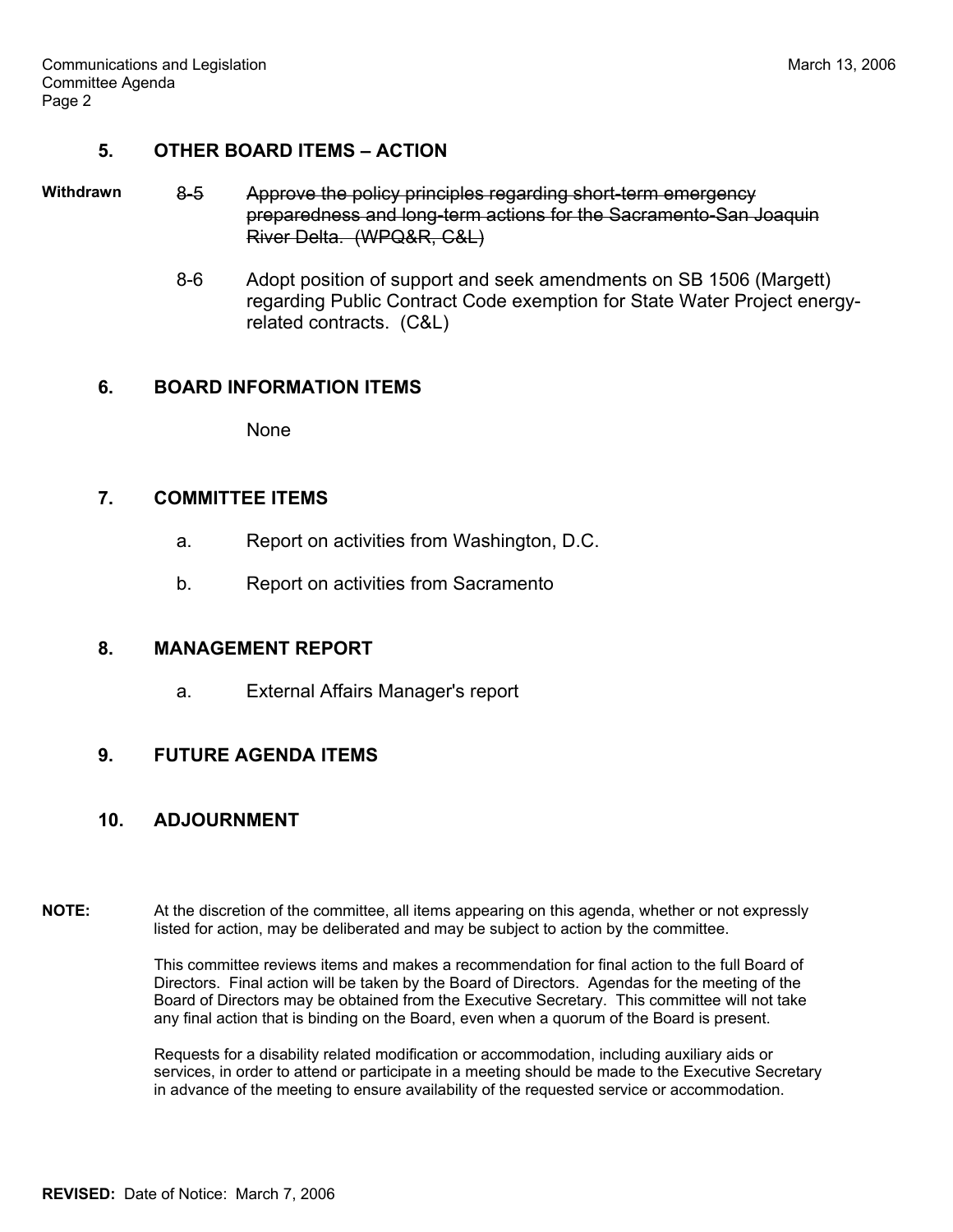## 5. OTHER BOARD ITEMS – ACTION

**Withdrawn** ~~8-5 Approve the policy principles regarding short-term emergency preparedness and long-term actions for the Sacramento-San Joaquin River Delta. (WPQ&R, C&L)~~

8-6 Adopt position of support and seek amendments on SB 1506 (Margett) regarding Public Contract Code exemption for State Water Project energy-related contracts. (C&L)

## 6. BOARD INFORMATION ITEMS

None

## 7. COMMITTEE ITEMS

a. Report on activities from Washington, D.C.

b. Report on activities from Sacramento

## 8. MANAGEMENT REPORT

a. External Affairs Manager's report

## 9. FUTURE AGENDA ITEMS

## 10. ADJOURNMENT

**NOTE:** At the discretion of the committee, all items appearing on this agenda, whether or not expressly listed for action, may be deliberated and may be subject to action by the committee.

This committee reviews items and makes a recommendation for final action to the full Board of Directors. Final action will be taken by the Board of Directors. Agendas for the meeting of the Board of Directors may be obtained from the Executive Secretary. This committee will not take any final action that is binding on the Board, even when a quorum of the Board is present.

Requests for a disability related modification or accommodation, including auxiliary aids or services, in order to attend or participate in a meeting should be made to the Executive Secretary in advance of the meeting to ensure availability of the requested service or accommodation.

**REVISED:** Date of Notice: March 7, 2006